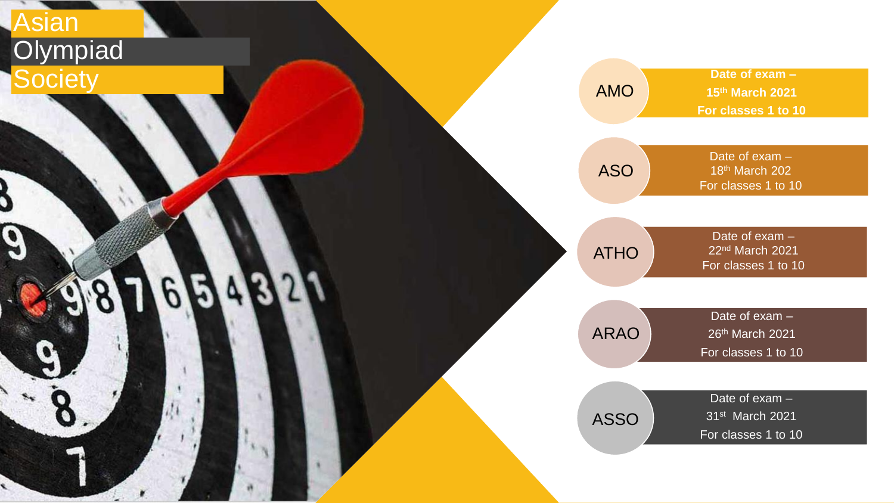# Asian Olympiad Society

**AMO**

**Date of exam – 15th March 2021**

**For classes 1 to 10**

**ASO**

Date of exam – 18th March 202

For classes 1 to 10

**ATHO**

Date of exam – 22nd March 2021

For classes 1 to 10

**ARAO**

Date of exam – 26th March 2021

For classes 1 to 10

**ASSO**

Date of exam – 31st March 2021

For classes 1 to 10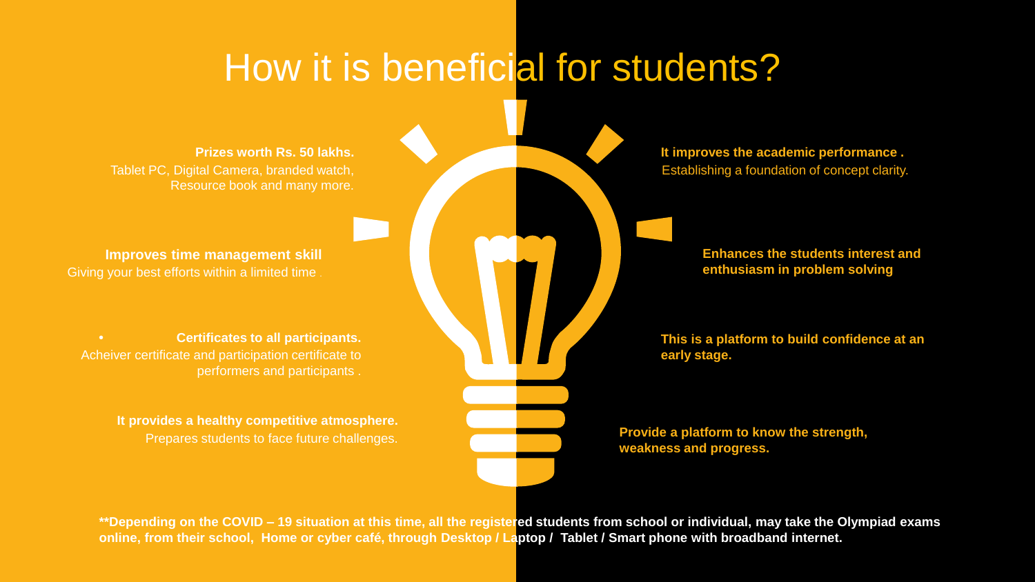# How it is beneficial for students?

**Prizes worth Rs. 50 lakhs.**
Tablet PC, Digital Camera, branded watch, Resource book and many more.

**Improves time management skill**
Giving your best efforts within a limited time .

- **Certificates to all participants.**
  Acheiver certificate and participation certificate to performers and participants .

**It provides a healthy competitive atmosphere.**
Prepares students to face future challenges.

**It improves the academic performance .**
Establishing a foundation of concept clarity.

**Enhances the students interest and enthusiasm in problem solving**

**This is a platform to build confidence at an early stage.**

**Provide a platform to know the strength, weakness and progress.**

**\*\*Depending on the COVID – 19 situation at this time, all the registered students from school or individual, may take the Olympiad exams online, from their school, Home or cyber café, through Desktop / Laptop / Tablet / Smart phone with broadband internet.**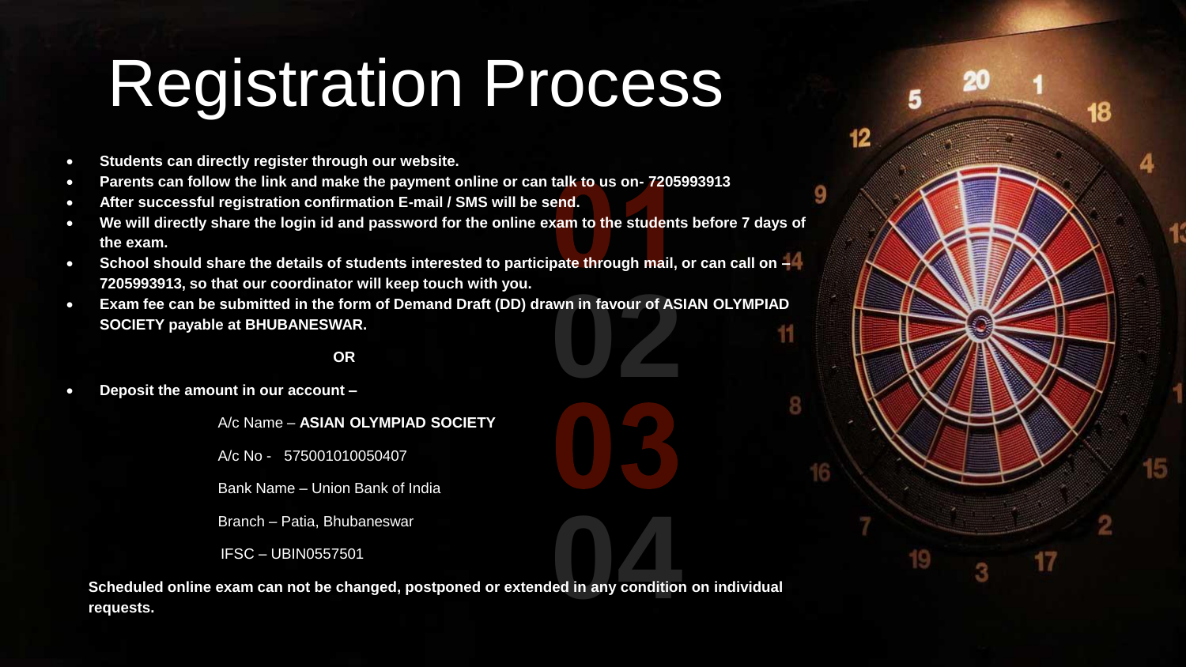# Registration Process

- **Students can directly register through our website.**
- **Parents can follow the link and make the payment online or can talk to us on- 7205993913**
- **After successful registration confirmation E-mail / SMS will be send.**
- **We will directly share the login id and password for the online exam to the students before 7 days of the exam.**
- **School should share the details of students interested to participate through mail, or can call on – 7205993913, so that our coordinator will keep touch with you.**
- **Exam fee can be submitted in the form of Demand Draft (DD) drawn in favour of ASIAN OLYMPIAD SOCIETY payable at BHUBANESWAR.**

**OR**

- **Deposit the amount in our account –**

A/c Name – **ASIAN OLYMPIAD SOCIETY**

A/c No - 575001010050407

Bank Name – Union Bank of India

Branch – Patia, Bhubaneswar

IFSC – UBIN0557501

**Scheduled online exam can not be changed, postponed or extended in any condition on individual requests.**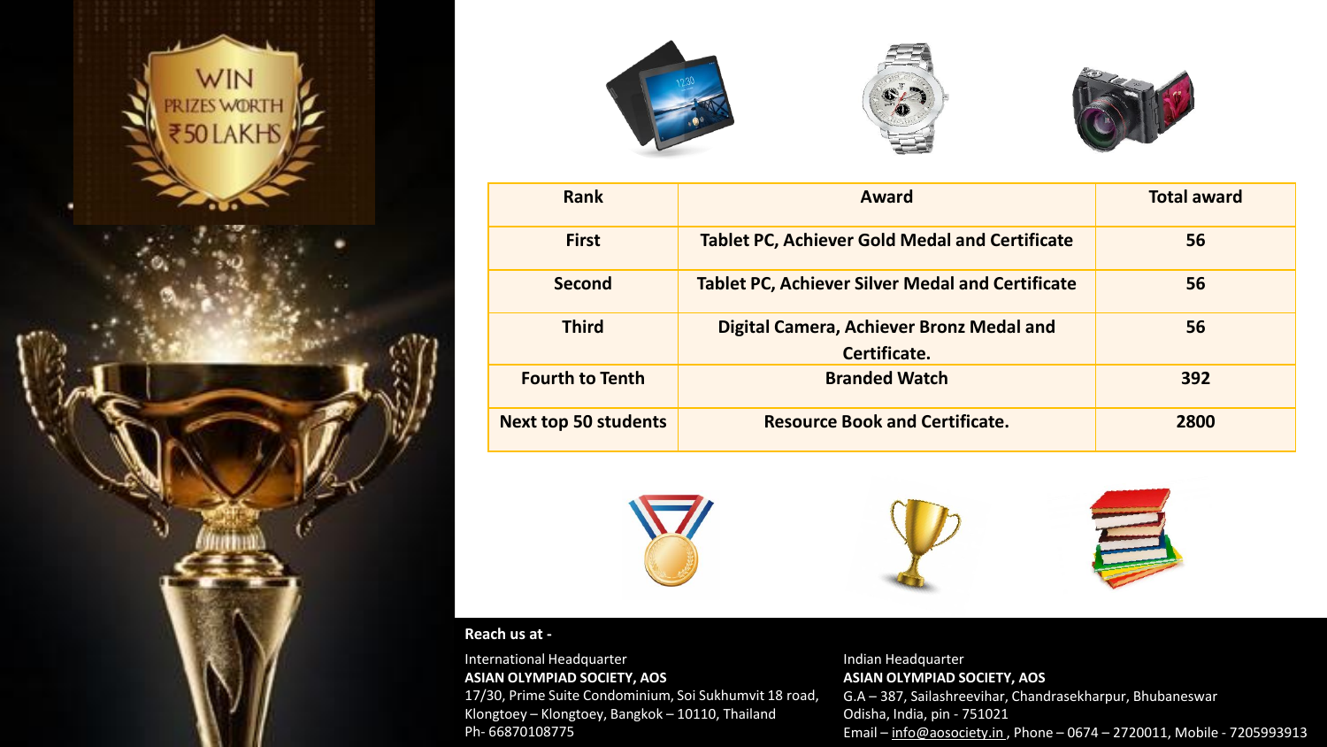WIN PRIZES WORTH ₹50 LAKHS

| Rank | Award | Total award |
| --- | --- | --- |
| First | Tablet PC, Achiever Gold Medal and Certificate | 56 |
| Second | Tablet PC, Achiever Silver Medal and Certificate | 56 |
| Third | Digital Camera, Achiever Bronz Medal and Certificate. | 56 |
| Fourth to Tenth | Branded Watch | 392 |
| Next top 50 students | Resource Book and Certificate. | 2800 |

**Reach us at -**

International Headquarter
**ASIAN OLYMPIAD SOCIETY, AOS**
17/30, Prime Suite Condominium, Soi Sukhumvit 18 road, Klongtoey – Klongtoey, Bangkok – 10110, Thailand
Ph- 66870108775

Indian Headquarter
**ASIAN OLYMPIAD SOCIETY, AOS**
G.A – 387, Sailashreevihar, Chandrasekharpur, Bhubaneswar
Odisha, India, pin - 751021
Email – info@aosociety.in , Phone – 0674 – 2720011, Mobile - 7205993913